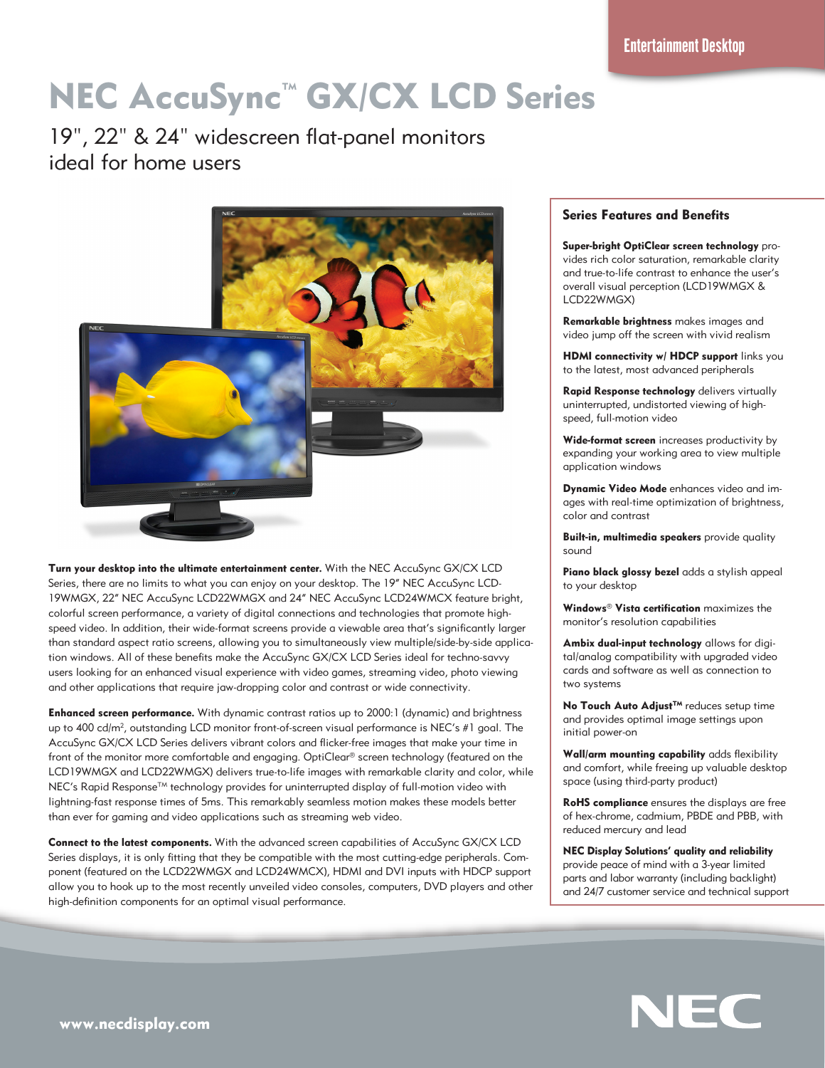Entertainment Desktop

# NEC AccuSync™ GX/CX LCD Series

19", 22" & 24" widescreen flat-panel monitors ideal for home users

**Turn your desktop into the ultimate entertainment center.** With the NEC AccuSync GX/CX LCD Series, there are no limits to what you can enjoy on your desktop. The 19" NEC AccuSync LCD-19WMGX, 22" NEC AccuSync LCD22WMGX and 24" NEC AccuSync LCD24WMCX feature bright, colorful screen performance, a variety of digital connections and technologies that promote high-speed video. In addition, their wide-format screens provide a viewable area that's significantly larger than standard aspect ratio screens, allowing you to simultaneously view multiple/side-by-side application windows. All of these benefits make the AccuSync GX/CX LCD Series ideal for techno-savvy users looking for an enhanced visual experience with video games, streaming video, photo viewing and other applications that require jaw-dropping color and contrast or wide connectivity.

**Enhanced screen performance.** With dynamic contrast ratios up to 2000:1 (dynamic) and brightness up to 400 cd/m², outstanding LCD monitor front-of-screen visual performance is NEC's #1 goal. The AccuSync GX/CX LCD Series delivers vibrant colors and flicker-free images that make your time in front of the monitor more comfortable and engaging. OptiClear® screen technology (featured on the LCD19WMGX and LCD22WMGX) delivers true-to-life images with remarkable clarity and color, while NEC's Rapid Response™ technology provides for uninterrupted display of full-motion video with lightning-fast response times of 5ms. This remarkably seamless motion makes these models better than ever for gaming and video applications such as streaming web video.

**Connect to the latest components.** With the advanced screen capabilities of AccuSync GX/CX LCD Series displays, it is only fitting that they be compatible with the most cutting-edge peripherals. Component (featured on the LCD22WMGX and LCD24WMCX), HDMI and DVI inputs with HDCP support allow you to hook up to the most recently unveiled video consoles, computers, DVD players and other high-definition components for an optimal visual performance.

## Series Features and Benefits

**Super-bright OptiClear screen technology** provides rich color saturation, remarkable clarity and true-to-life contrast to enhance the user's overall visual perception (LCD19WMGX & LCD22WMGX)

**Remarkable brightness** makes images and video jump off the screen with vivid realism

**HDMI connectivity w/ HDCP support** links you to the latest, most advanced peripherals

**Rapid Response technology** delivers virtually uninterrupted, undistorted viewing of high-speed, full-motion video

**Wide-format screen** increases productivity by expanding your working area to view multiple application windows

**Dynamic Video Mode** enhances video and images with real-time optimization of brightness, color and contrast

**Built-in, multimedia speakers** provide quality sound

**Piano black glossy bezel** adds a stylish appeal to your desktop

**Windows® Vista certification** maximizes the monitor's resolution capabilities

**Ambix dual-input technology** allows for digital/analog compatibility with upgraded video cards and software as well as connection to two systems

**No Touch Auto Adjust™** reduces setup time and provides optimal image settings upon initial power-on

**Wall/arm mounting capability** adds flexibility and comfort, while freeing up valuable desktop space (using third-party product)

**RoHS compliance** ensures the displays are free of hex-chrome, cadmium, PBDE and PBB, with reduced mercury and lead

**NEC Display Solutions' quality and reliability** provide peace of mind with a 3-year limited parts and labor warranty (including backlight) and 24/7 customer service and technical support

www.necdisplay.com

NEC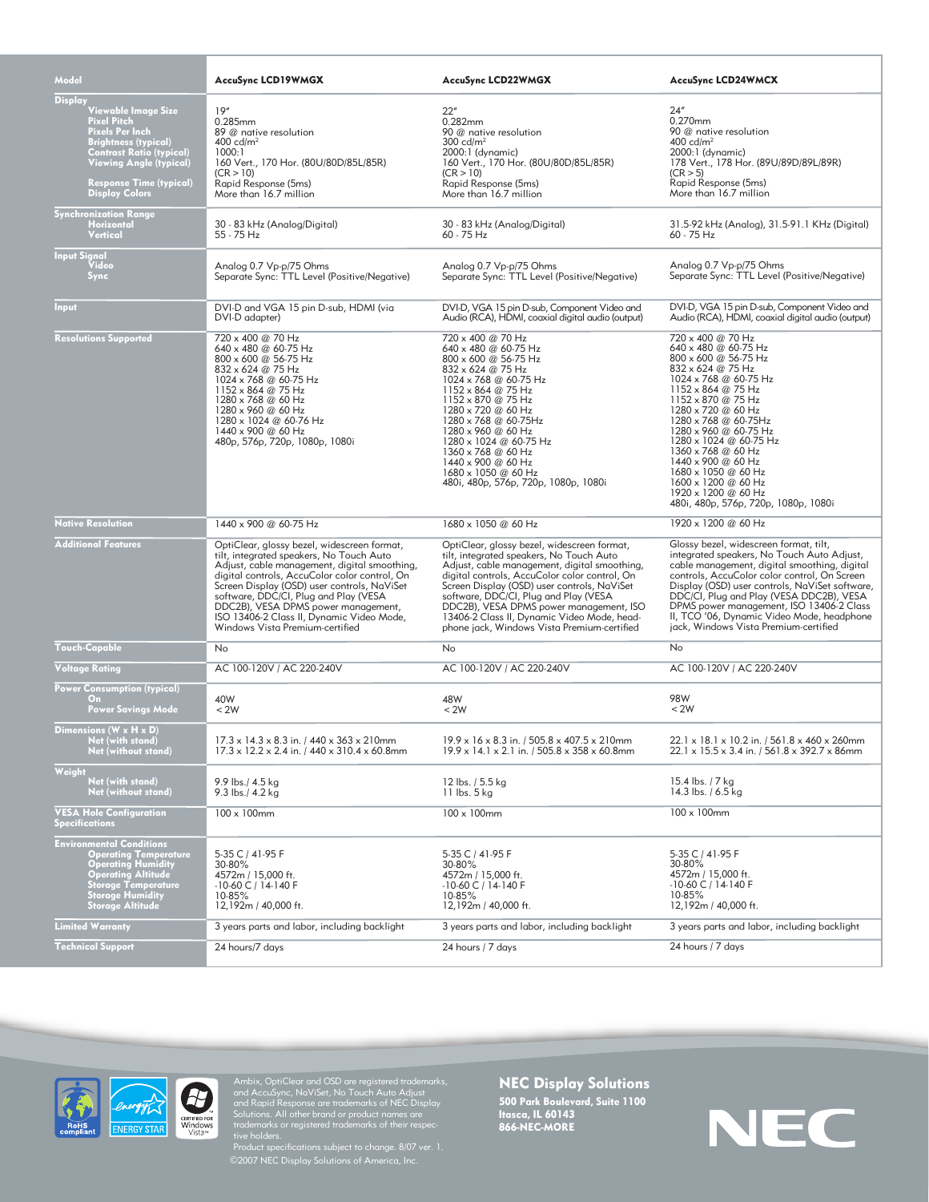| Model | AccuSync LCD19WMGX | AccuSync LCD22WMGX | AccuSync LCD24WMCX |
|---|---|---|---|
| **Display** | | | |
| Viewable Image Size | 19" | 22" | 24" |
| Pixel Pitch | 0.285mm | 0.282mm | 0.270mm |
| Pixels Per Inch | 89 @ native resolution | 90 @ native resolution | 90 @ native resolution |
| Brightness (typical) | 400 cd/m² | 300 cd/m² | 400 cd/m² |
| Contrast Ratio (typical) | 1000:1 | 2000:1 (dynamic) | 2000:1 (dynamic) |
| Viewing Angle (typical) | 160 Vert., 170 Hor. (80U/80D/85L/85R) (CR > 10) | 160 Vert., 170 Hor. (80U/80D/85L/85R) (CR > 10) | 178 Vert., 178 Hor. (89U/89D/89L/89R) (CR > 5) |
| Response Time (typical) | Rapid Response (5ms) | Rapid Response (5ms) | Rapid Response (5ms) |
| Display Colors | More than 16.7 million | More than 16.7 million | More than 16.7 million |
| **Synchronization Range** | | | |
| Horizontal | 30 - 83 kHz (Analog/Digital) | 30 - 83 kHz (Analog/Digital) | 31.5-92 kHz (Analog), 31.5-91.1 KHz (Digital) |
| Vertical | 55 - 75 Hz | 60 - 75 Hz | 60 - 75 Hz |
| **Input Signal** | | | |
| Video | Analog 0.7 Vp-p/75 Ohms | Analog 0.7 Vp-p/75 Ohms | Analog 0.7 Vp-p/75 Ohms |
| Sync | Separate Sync: TTL Level (Positive/Negative) | Separate Sync: TTL Level (Positive/Negative) | Separate Sync: TTL Level (Positive/Negative) |
| **Input** | DVI-D and VGA 15 pin D-sub, HDMI (via DVI-D adapter) | DVI-D, VGA 15 pin D-sub, Component Video and Audio (RCA), HDMI, coaxial digital audio (output) | DVI-D, VGA 15 pin D-sub, Component Video and Audio (RCA), HDMI, coaxial digital audio (output) |
| **Resolutions Supported** | 720 x 400 @ 70 Hz<br>640 x 480 @ 60-75 Hz<br>800 x 600 @ 56-75 Hz<br>832 x 624 @ 75 Hz<br>1024 x 768 @ 60-75 Hz<br>1152 x 864 @ 75 Hz<br>1280 x 768 @ 60 Hz<br>1280 x 960 @ 60 Hz<br>1280 x 1024 @ 60-76 Hz<br>1440 x 900 @ 60 Hz<br>480p, 576p, 720p, 1080p, 1080i | 720 x 400 @ 70 Hz<br>640 x 480 @ 60-75 Hz<br>800 x 600 @ 56-75 Hz<br>832 x 624 @ 75 Hz<br>1024 x 768 @ 60-75 Hz<br>1152 x 864 @ 75 Hz<br>1152 x 870 @ 75 Hz<br>1280 x 720 @ 60 Hz<br>1280 x 768 @ 60-75Hz<br>1280 x 960 @ 60 Hz<br>1280 x 1024 @ 60-75 Hz<br>1360 x 768 @ 60 Hz<br>1440 x 900 @ 60 Hz<br>1680 x 1050 @ 60 Hz<br>480i, 480p, 576p, 720p, 1080p, 1080i | 720 x 400 @ 70 Hz<br>640 x 480 @ 60-75 Hz<br>800 x 600 @ 56-75 Hz<br>832 x 624 @ 75 Hz<br>1024 x 768 @ 60-75 Hz<br>1152 x 864 @ 75 Hz<br>1152 x 870 @ 75 Hz<br>1280 x 720 @ 60 Hz<br>1280 x 768 @ 60-75Hz<br>1280 x 960 @ 60-75 Hz<br>1280 x 1024 @ 60-75 Hz<br>1360 x 768 @ 60 Hz<br>1440 x 900 @ 60 Hz<br>1680 x 1050 @ 60 Hz<br>1600 x 1200 @ 60 Hz<br>1920 x 1200 @ 60 Hz<br>480i, 480p, 576p, 720p, 1080p, 1080i |
| **Native Resolution** | 1440 x 900 @ 60-75 Hz | 1680 x 1050 @ 60 Hz | 1920 x 1200 @ 60 Hz |
| **Additional Features** | OptiClear, glossy bezel, widescreen format, tilt, integrated speakers, No Touch Auto Adjust, cable management, digital smoothing, digital controls, AccuColor color control, On Screen Display (OSD) user controls, NaViSet software, DDC/CI, Plug and Play (VESA DDC2B), VESA DPMS power management, ISO 13406-2 Class II, Dynamic Video Mode, Windows Vista Premium-certified | OptiClear, glossy bezel, widescreen format, tilt, integrated speakers, No Touch Auto Adjust, cable management, digital smoothing, digital controls, AccuColor color control, On Screen Display (OSD) user controls, NaViSet software, DDC/CI, Plug and Play (VESA DDC2B), VESA DPMS power management, ISO 13406-2 Class II, Dynamic Video Mode, headphone jack, Windows Vista Premium-certified | Glossy bezel, widescreen format, tilt, integrated speakers, No Touch Auto Adjust, cable management, digital smoothing, digital controls, AccuColor color control, On Screen Display (OSD) user controls, NaViSet software, DDC/CI, Plug and Play (VESA DDC2B), VESA DPMS power management, ISO 13406-2 Class II, TCO '06, Dynamic Video Mode, headphone jack, Windows Vista Premium-certified |
| **Touch-Capable** | No | No | No |
| **Voltage Rating** | AC 100-120V / AC 220-240V | AC 100-120V / AC 220-240V | AC 100-120V / AC 220-240V |
| **Power Consumption (typical)** | | | |
| On | 40W | 48W | 98W |
| Power Savings Mode | < 2W | < 2W | < 2W |
| **Dimensions (W x H x D)** | | | |
| Net (with stand) | 17.3 x 14.3 x 8.3 in. / 440 x 363 x 210mm | 19.9 x 16 x 8.3 in. / 505.8 x 407.5 x 210mm | 22.1 x 18.1 x 10.2 in. / 561.8 x 460 x 260mm |
| Net (without stand) | 17.3 x 12.2 x 2.4 in. / 440 x 310.4 x 60.8mm | 19.9 x 14.1 x 2.1 in. / 505.8 x 358 x 60.8mm | 22.1 x 15.5 x 3.4 in. / 561.8 x 392.7 x 86mm |
| **Weight** | | | |
| Net (with stand) | 9.9 lbs./ 4.5 kg | 12 lbs. / 5.5 kg | 15.4 lbs. / 7 kg |
| Net (without stand) | 9.3 lbs./ 4.2 kg | 11 lbs. 5 kg | 14.3 lbs. / 6.5 kg |
| **VESA Hole Configuration Specifications** | 100 x 100mm | 100 x 100mm | 100 x 100mm |
| **Environmental Conditions** | | | |
| Operating Temperature | 5-35 C / 41-95 F | 5-35 C / 41-95 F | 5-35 C / 41-95 F |
| Operating Humidity | 30-80% | 30-80% | 30-80% |
| Operating Altitude | 4572m / 15,000 ft. | 4572m / 15,000 ft. | 4572m / 15,000 ft. |
| Storage Temperature | -10-60 C / 14-140 F | -10-60 C / 14-140 F | -10-60 C / 14-140 F |
| Storage Humidity | 10-85% | 10-85% | 10-85% |
| Storage Altitude | 12,192m / 40,000 ft. | 12,192m / 40,000 ft. | 12,192m / 40,000 ft. |
| **Limited Warranty** | 3 years parts and labor, including backlight | 3 years parts and labor, including backlight | 3 years parts and labor, including backlight |
| **Technical Support** | 24 hours/7 days | 24 hours / 7 days | 24 hours / 7 days |

RoHS compliant

ENERGY STAR

CERTIFIED FOR Windows Vista™

Ambix, OptiClear and OSD are registered trademarks, and AccuSync, NaViSet, No Touch Auto Adjust and Rapid Response are trademarks of NEC Display Solutions. All other brand or product names are trademarks or registered trademarks of their respective holders.
Product specifications subject to change. 8/07 ver. 1.
©2007 NEC Display Solutions of America, Inc.

**NEC Display Solutions**
**500 Park Boulevard, Suite 1100**
**Itasca, IL 60143**
**866-NEC-MORE**

NEC